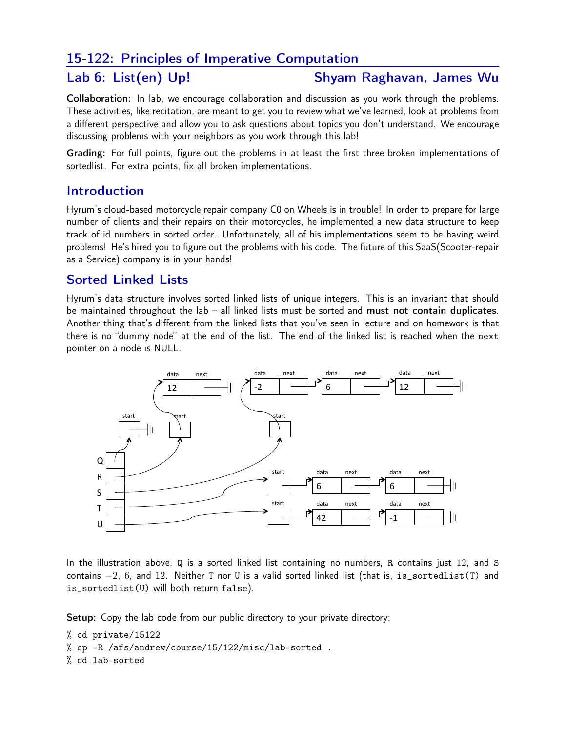# 15-122: Principles of Imperative Computation

## Lab 6: List(en) Up! — Shyam Raghavan, James Wu

**Collaboration:** In lab, we encourage collaboration and discussion as you work through the problems. These activities, like recitation, are meant to get you to review what we've learned, look at problems from a different perspective and allow you to ask questions about topics you don't understand. We encourage discussing problems with your neighbors as you work through this lab!

**Grading:** For full points, figure out the problems in at least the first three broken implementations of sortedlist. For extra points, fix all broken implementations.

## Introduction

Hyrum's cloud-based motorcycle repair company C0 on Wheels is in trouble! In order to prepare for large number of clients and their repairs on their motorcycles, he implemented a new data structure to keep track of id numbers in sorted order. Unfortunately, all of his implementations seem to be having weird problems! He's hired you to figure out the problems with his code. The future of this SaaS(Scooter-repair as a Service) company is in your hands!

## Sorted Linked Lists

Hyrum's data structure involves sorted linked lists of unique integers. This is an invariant that should be maintained throughout the lab – all linked lists must be sorted and **must not contain duplicates**. Another thing that's different from the linked lists that you've seen in lecture and on homework is that there is no "dummy node" at the end of the list. The end of the linked list is reached when the `next` pointer on a node is NULL.

In the illustration above, `Q` is a sorted linked list containing no numbers, `R` contains just $12$, and `S` contains $-2$, $6$, and $12$. Neither `T` nor `U` is a valid sorted linked list (that is, `is_sortedlist(T)` and `is_sortedlist(U)` will both return `false`).

**Setup:** Copy the lab code from our public directory to your private directory:

```
% cd private/15122
% cp -R /afs/andrew/course/15/122/misc/lab-sorted .
% cd lab-sorted
```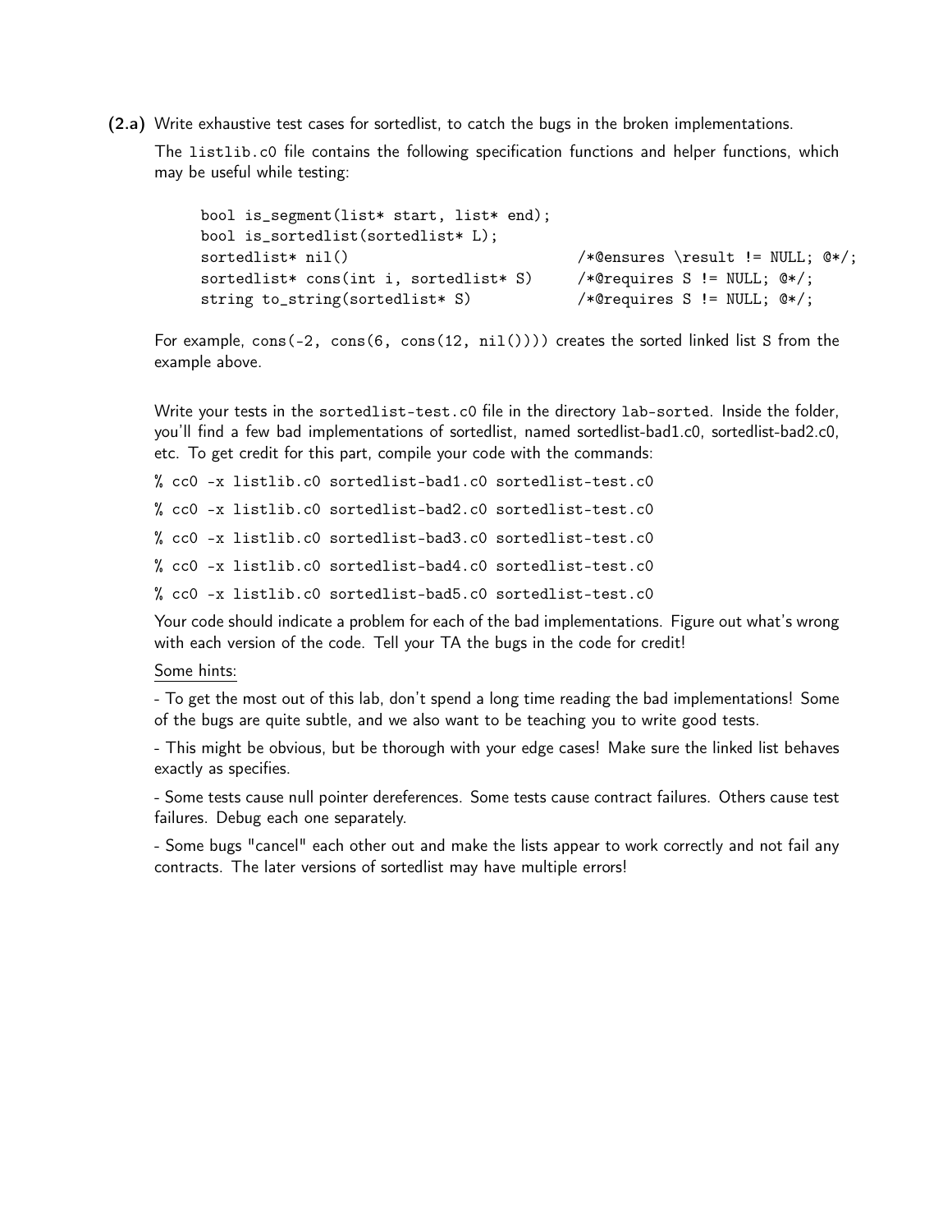**(2.a)** Write exhaustive test cases for sortedlist, to catch the bugs in the broken implementations.

The `listlib.c0` file contains the following specification functions and helper functions, which may be useful while testing:

```
bool is_segment(list* start, list* end);
bool is_sortedlist(sortedlist* L);
sortedlist* nil()                             /*@ensures \result != NULL; @*/;
sortedlist* cons(int i, sortedlist* S)        /*@requires S != NULL; @*/;
string to_string(sortedlist* S)               /*@requires S != NULL; @*/;
```

For example, `cons(-2, cons(6, cons(12, nil())))` creates the sorted linked list `S` from the example above.

Write your tests in the `sortedlist-test.c0` file in the directory `lab-sorted`. Inside the folder, you'll find a few bad implementations of sortedlist, named sortedlist-bad1.c0, sortedlist-bad2.c0, etc. To get credit for this part, compile your code with the commands:

```
% cc0 -x listlib.c0 sortedlist-bad1.c0 sortedlist-test.c0
% cc0 -x listlib.c0 sortedlist-bad2.c0 sortedlist-test.c0
% cc0 -x listlib.c0 sortedlist-bad3.c0 sortedlist-test.c0
% cc0 -x listlib.c0 sortedlist-bad4.c0 sortedlist-test.c0
% cc0 -x listlib.c0 sortedlist-bad5.c0 sortedlist-test.c0
```

Your code should indicate a problem for each of the bad implementations. Figure out what's wrong with each version of the code. Tell your TA the bugs in the code for credit!

Some hints:

- To get the most out of this lab, don't spend a long time reading the bad implementations! Some of the bugs are quite subtle, and we also want to be teaching you to write good tests.

- This might be obvious, but be thorough with your edge cases! Make sure the linked list behaves exactly as specifies.

- Some tests cause null pointer dereferences. Some tests cause contract failures. Others cause test failures. Debug each one separately.

- Some bugs "cancel" each other out and make the lists appear to work correctly and not fail any contracts. The later versions of sortedlist may have multiple errors!